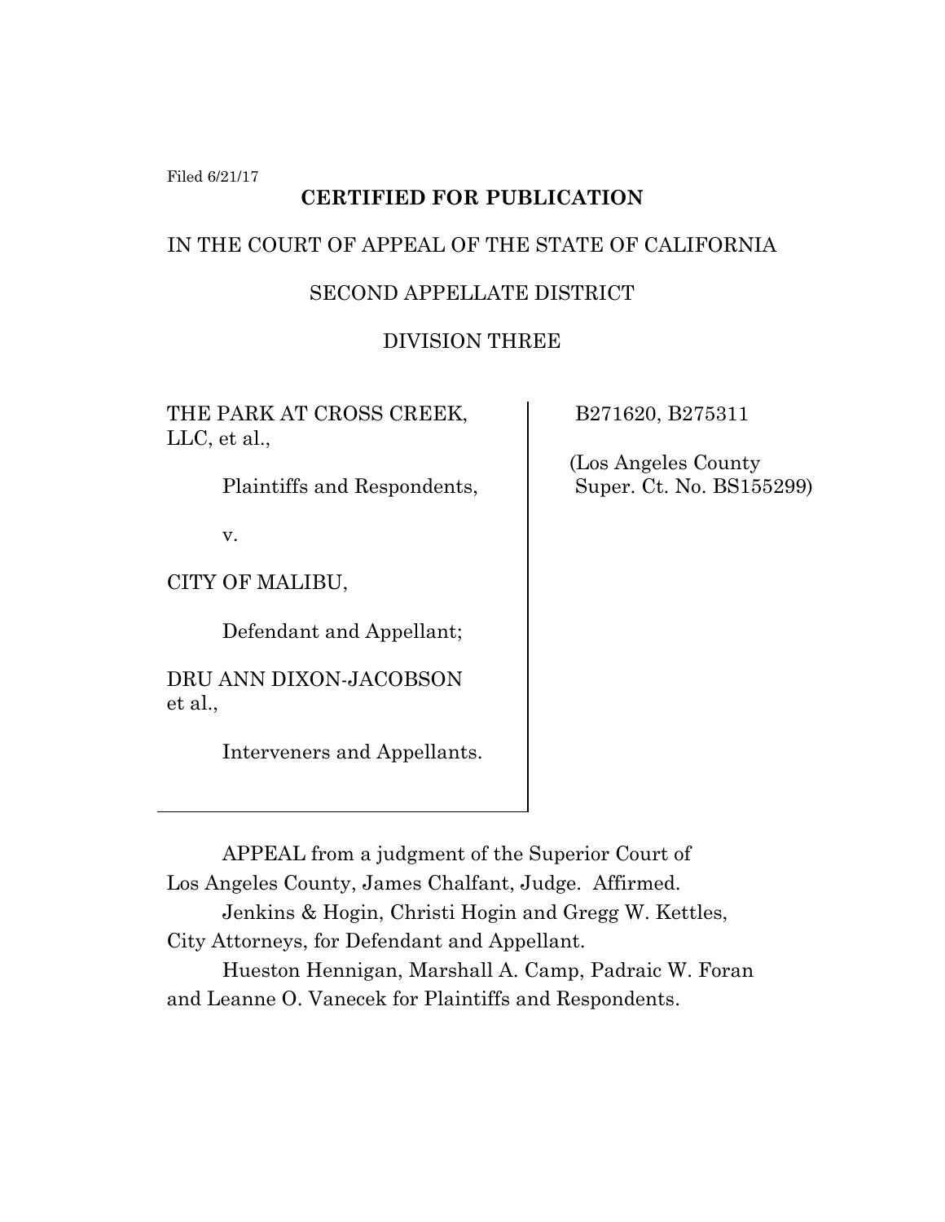Filed 6/21/17

**CERTIFIED FOR PUBLICATION**

IN THE COURT OF APPEAL OF THE STATE OF CALIFORNIA

SECOND APPELLATE DISTRICT

DIVISION THREE

THE PARK AT CROSS CREEK, LLC, et al.,

Plaintiffs and Respondents,

v.

CITY OF MALIBU,

Defendant and Appellant;

DRU ANN DIXON-JACOBSON et al.,

Interveners and Appellants.

B271620, B275311

(Los Angeles County Super. Ct. No. BS155299)

APPEAL from a judgment of the Superior Court of Los Angeles County, James Chalfant, Judge. Affirmed.

Jenkins & Hogin, Christi Hogin and Gregg W. Kettles, City Attorneys, for Defendant and Appellant.

Hueston Hennigan, Marshall A. Camp, Padraic W. Foran and Leanne O. Vanecek for Plaintiffs and Respondents.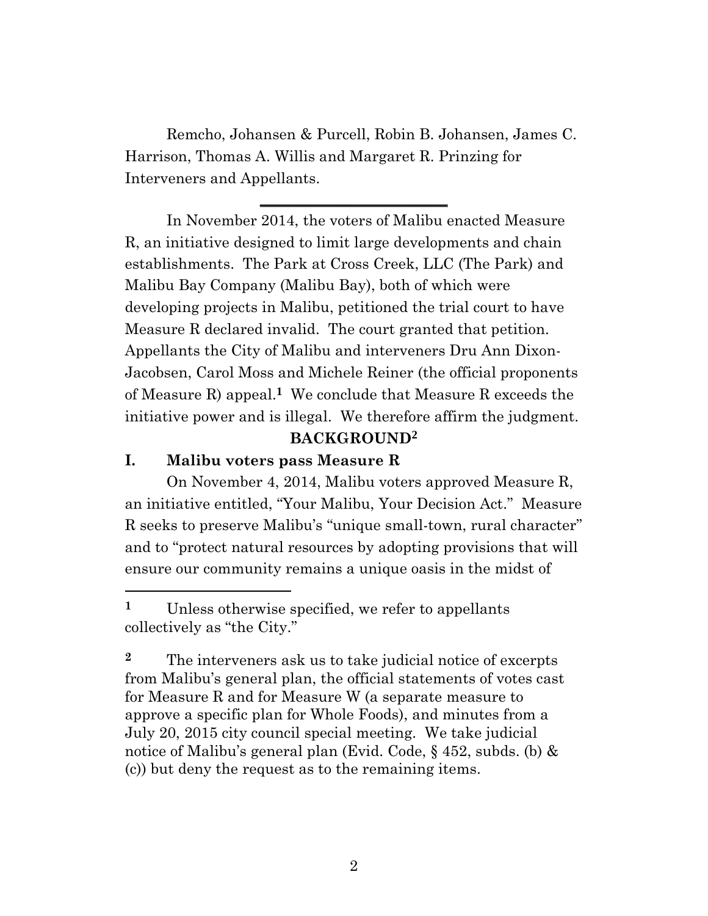Remcho, Johansen & Purcell, Robin B. Johansen, James C. Harrison, Thomas A. Willis and Margaret R. Prinzing for Interveners and Appellants.

---

In November 2014, the voters of Malibu enacted Measure R, an initiative designed to limit large developments and chain establishments. The Park at Cross Creek, LLC (The Park) and Malibu Bay Company (Malibu Bay), both of which were developing projects in Malibu, petitioned the trial court to have Measure R declared invalid. The court granted that petition. Appellants the City of Malibu and interveners Dru Ann Dixon-Jacobsen, Carol Moss and Michele Reiner (the official proponents of Measure R) appeal.[1] We conclude that Measure R exceeds the initiative power and is illegal. We therefore affirm the judgment.

## BACKGROUND[2]

### I. Malibu voters pass Measure R

On November 4, 2014, Malibu voters approved Measure R, an initiative entitled, "Your Malibu, Your Decision Act." Measure R seeks to preserve Malibu's "unique small-town, rural character" and to "protect natural resources by adopting provisions that will ensure our community remains a unique oasis in the midst of

---

[1] Unless otherwise specified, we refer to appellants collectively as "the City."

[2] The interveners ask us to take judicial notice of excerpts from Malibu's general plan, the official statements of votes cast for Measure R and for Measure W (a separate measure to approve a specific plan for Whole Foods), and minutes from a July 20, 2015 city council special meeting. We take judicial notice of Malibu's general plan (Evid. Code, § 452, subds. (b) & (c)) but deny the request as to the remaining items.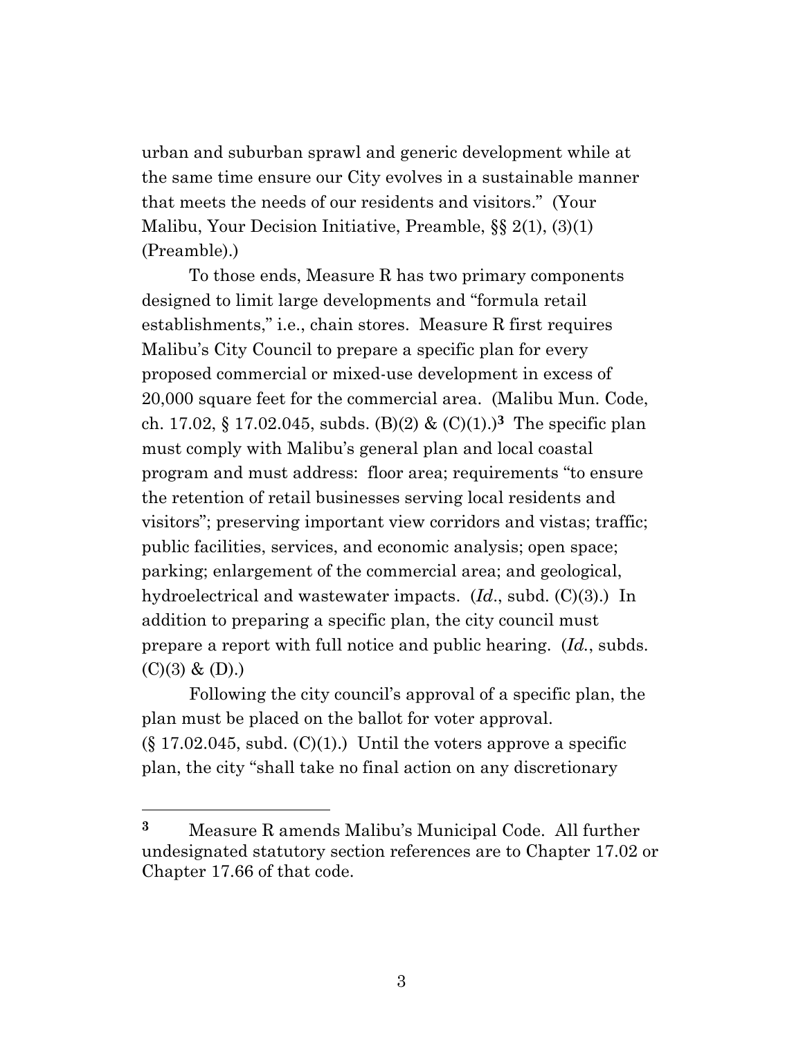urban and suburban sprawl and generic development while at the same time ensure our City evolves in a sustainable manner that meets the needs of our residents and visitors." (Your Malibu, Your Decision Initiative, Preamble, §§ 2(1), (3)(1) (Preamble).)

To those ends, Measure R has two primary components designed to limit large developments and "formula retail establishments," i.e., chain stores. Measure R first requires Malibu's City Council to prepare a specific plan for every proposed commercial or mixed-use development in excess of 20,000 square feet for the commercial area. (Malibu Mun. Code, ch. 17.02, § 17.02.045, subds. (B)(2) & (C)(1).)[3] The specific plan must comply with Malibu's general plan and local coastal program and must address: floor area; requirements "to ensure the retention of retail businesses serving local residents and visitors"; preserving important view corridors and vistas; traffic; public facilities, services, and economic analysis; open space; parking; enlargement of the commercial area; and geological, hydroelectrical and wastewater impacts. (*Id*., subd. (C)(3).) In addition to preparing a specific plan, the city council must prepare a report with full notice and public hearing. (*Id.*, subds. (C)(3) & (D).)

Following the city council's approval of a specific plan, the plan must be placed on the ballot for voter approval. (§ 17.02.045, subd. (C)(1).) Until the voters approve a specific plan, the city "shall take no final action on any discretionary

---

[3] Measure R amends Malibu's Municipal Code. All further undesignated statutory section references are to Chapter 17.02 or Chapter 17.66 of that code.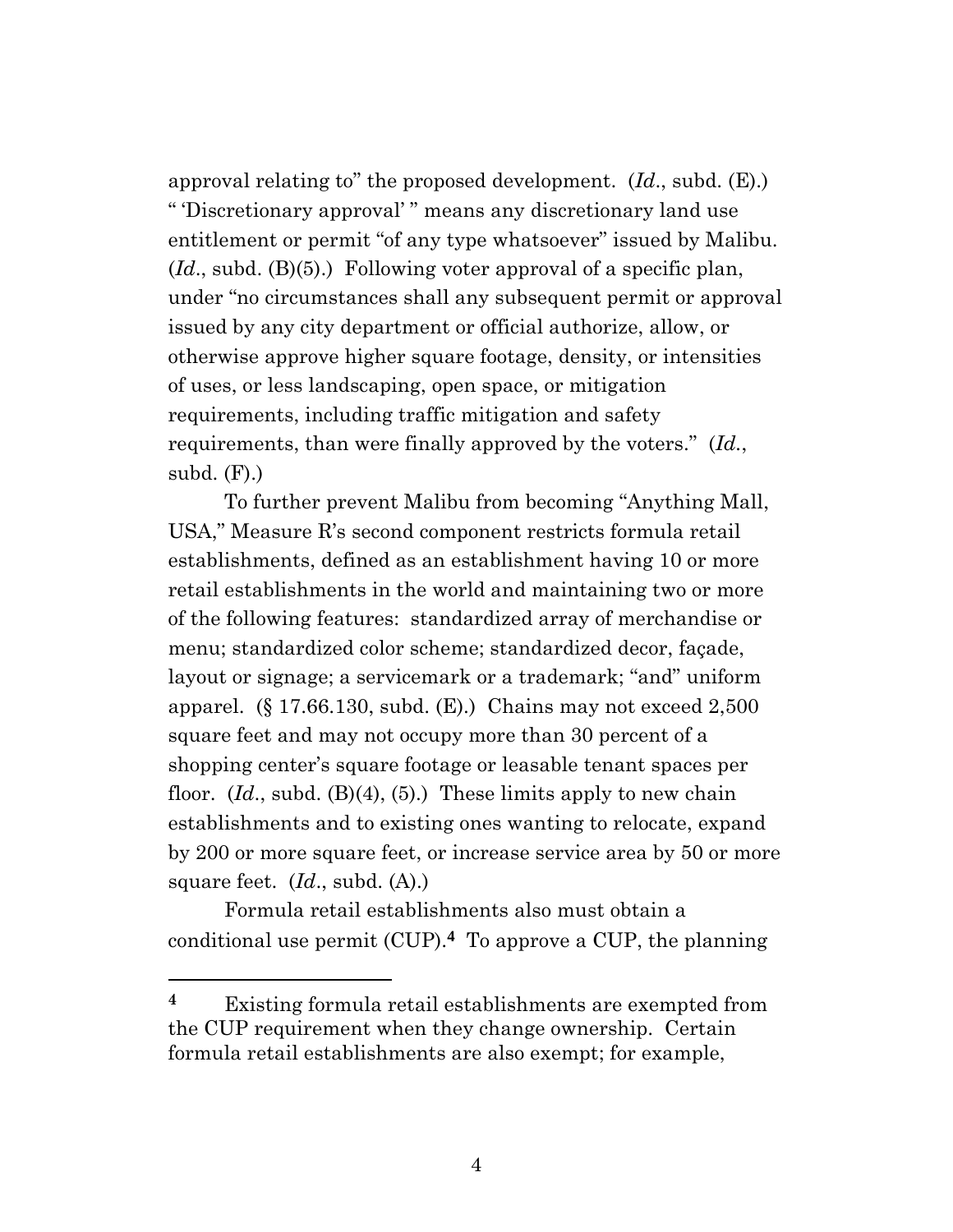approval relating to" the proposed development. (*Id*., subd. (E).) " 'Discretionary approval' " means any discretionary land use entitlement or permit "of any type whatsoever" issued by Malibu. (*Id*., subd. (B)(5).) Following voter approval of a specific plan, under "no circumstances shall any subsequent permit or approval issued by any city department or official authorize, allow, or otherwise approve higher square footage, density, or intensities of uses, or less landscaping, open space, or mitigation requirements, including traffic mitigation and safety requirements, than were finally approved by the voters." (*Id*., subd. (F).)

To further prevent Malibu from becoming "Anything Mall, USA," Measure R's second component restricts formula retail establishments, defined as an establishment having 10 or more retail establishments in the world and maintaining two or more of the following features: standardized array of merchandise or menu; standardized color scheme; standardized decor, façade, layout or signage; a servicemark or a trademark; "and" uniform apparel. (§ 17.66.130, subd. (E).) Chains may not exceed 2,500 square feet and may not occupy more than 30 percent of a shopping center's square footage or leasable tenant spaces per floor. (*Id*., subd. (B)(4), (5).) These limits apply to new chain establishments and to existing ones wanting to relocate, expand by 200 or more square feet, or increase service area by 50 or more square feet. (*Id*., subd. (A).)

Formula retail establishments also must obtain a conditional use permit (CUP).[4] To approve a CUP, the planning

---

[4] Existing formula retail establishments are exempted from the CUP requirement when they change ownership. Certain formula retail establishments are also exempt; for example,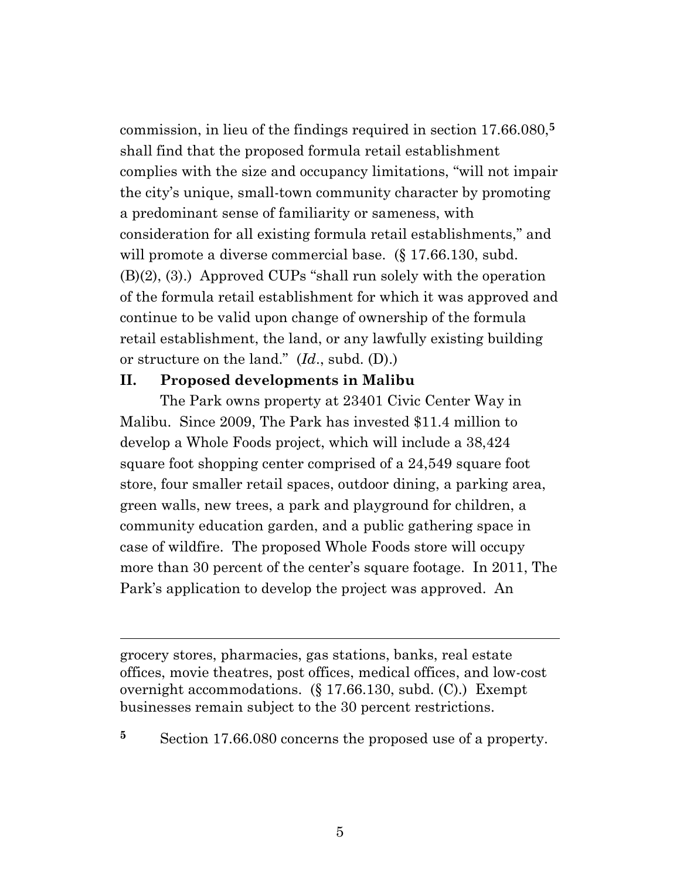commission, in lieu of the findings required in section 17.66.080,[5] shall find that the proposed formula retail establishment complies with the size and occupancy limitations, "will not impair the city's unique, small-town community character by promoting a predominant sense of familiarity or sameness, with consideration for all existing formula retail establishments," and will promote a diverse commercial base. (§ 17.66.130, subd. (B)(2), (3).) Approved CUPs "shall run solely with the operation of the formula retail establishment for which it was approved and continue to be valid upon change of ownership of the formula retail establishment, the land, or any lawfully existing building or structure on the land." (*Id*., subd. (D).)

## II. Proposed developments in Malibu

The Park owns property at 23401 Civic Center Way in Malibu. Since 2009, The Park has invested \$11.4 million to develop a Whole Foods project, which will include a 38,424 square foot shopping center comprised of a 24,549 square foot store, four smaller retail spaces, outdoor dining, a parking area, green walls, new trees, a park and playground for children, a community education garden, and a public gathering space in case of wildfire. The proposed Whole Foods store will occupy more than 30 percent of the center's square footage. In 2011, The Park's application to develop the project was approved. An

---

grocery stores, pharmacies, gas stations, banks, real estate offices, movie theatres, post offices, medical offices, and low-cost overnight accommodations. (§ 17.66.130, subd. (C).) Exempt businesses remain subject to the 30 percent restrictions.

[5] Section 17.66.080 concerns the proposed use of a property.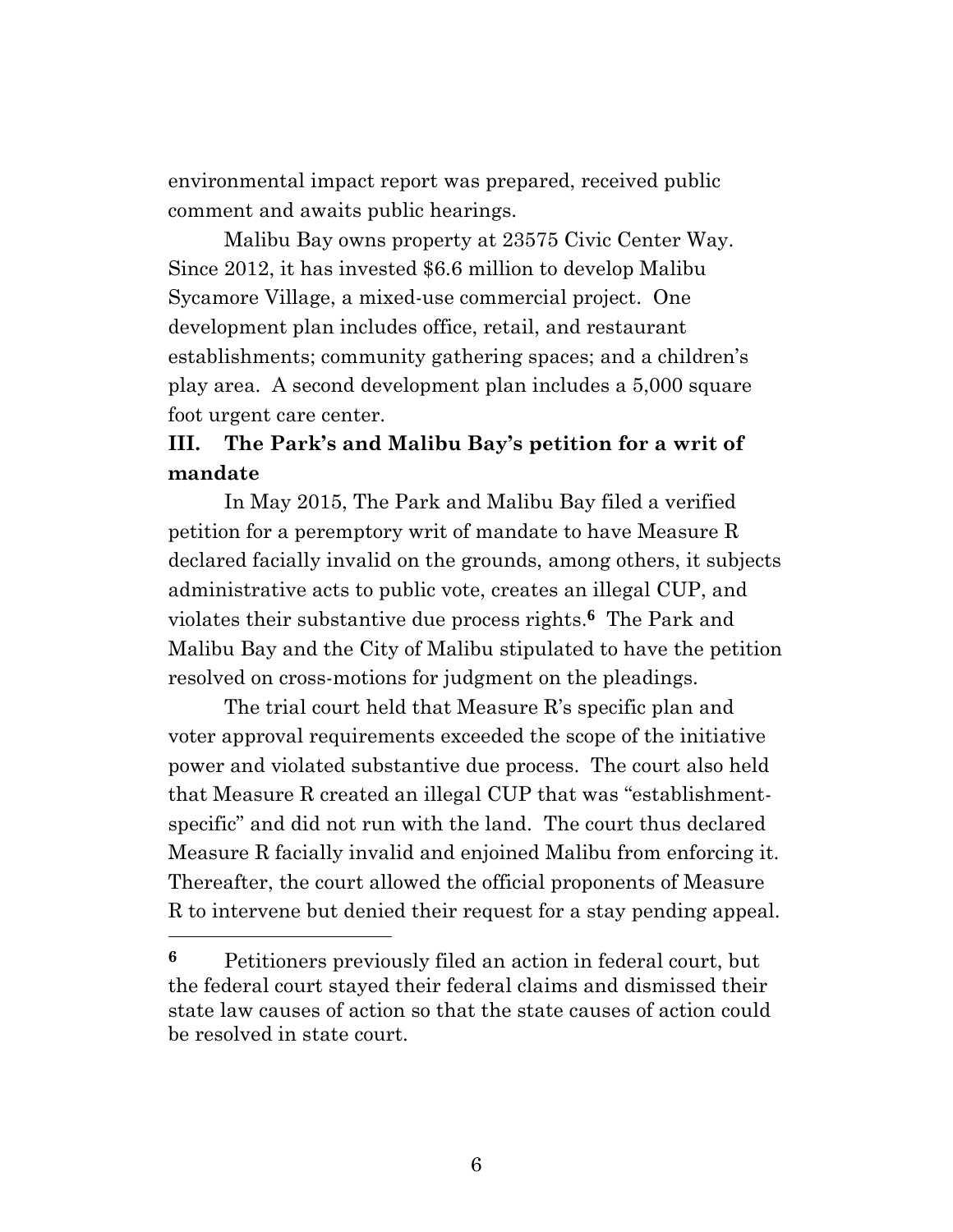environmental impact report was prepared, received public comment and awaits public hearings.

Malibu Bay owns property at 23575 Civic Center Way. Since 2012, it has invested $6.6 million to develop Malibu Sycamore Village, a mixed-use commercial project. One development plan includes office, retail, and restaurant establishments; community gathering spaces; and a children's play area. A second development plan includes a 5,000 square foot urgent care center.

### III. The Park's and Malibu Bay's petition for a writ of mandate

In May 2015, The Park and Malibu Bay filed a verified petition for a peremptory writ of mandate to have Measure R declared facially invalid on the grounds, among others, it subjects administrative acts to public vote, creates an illegal CUP, and violates their substantive due process rights.[6] The Park and Malibu Bay and the City of Malibu stipulated to have the petition resolved on cross-motions for judgment on the pleadings.

The trial court held that Measure R's specific plan and voter approval requirements exceeded the scope of the initiative power and violated substantive due process. The court also held that Measure R created an illegal CUP that was "establishment-specific" and did not run with the land. The court thus declared Measure R facially invalid and enjoined Malibu from enforcing it. Thereafter, the court allowed the official proponents of Measure R to intervene but denied their request for a stay pending appeal.

---

[6] Petitioners previously filed an action in federal court, but the federal court stayed their federal claims and dismissed their state law causes of action so that the state causes of action could be resolved in state court.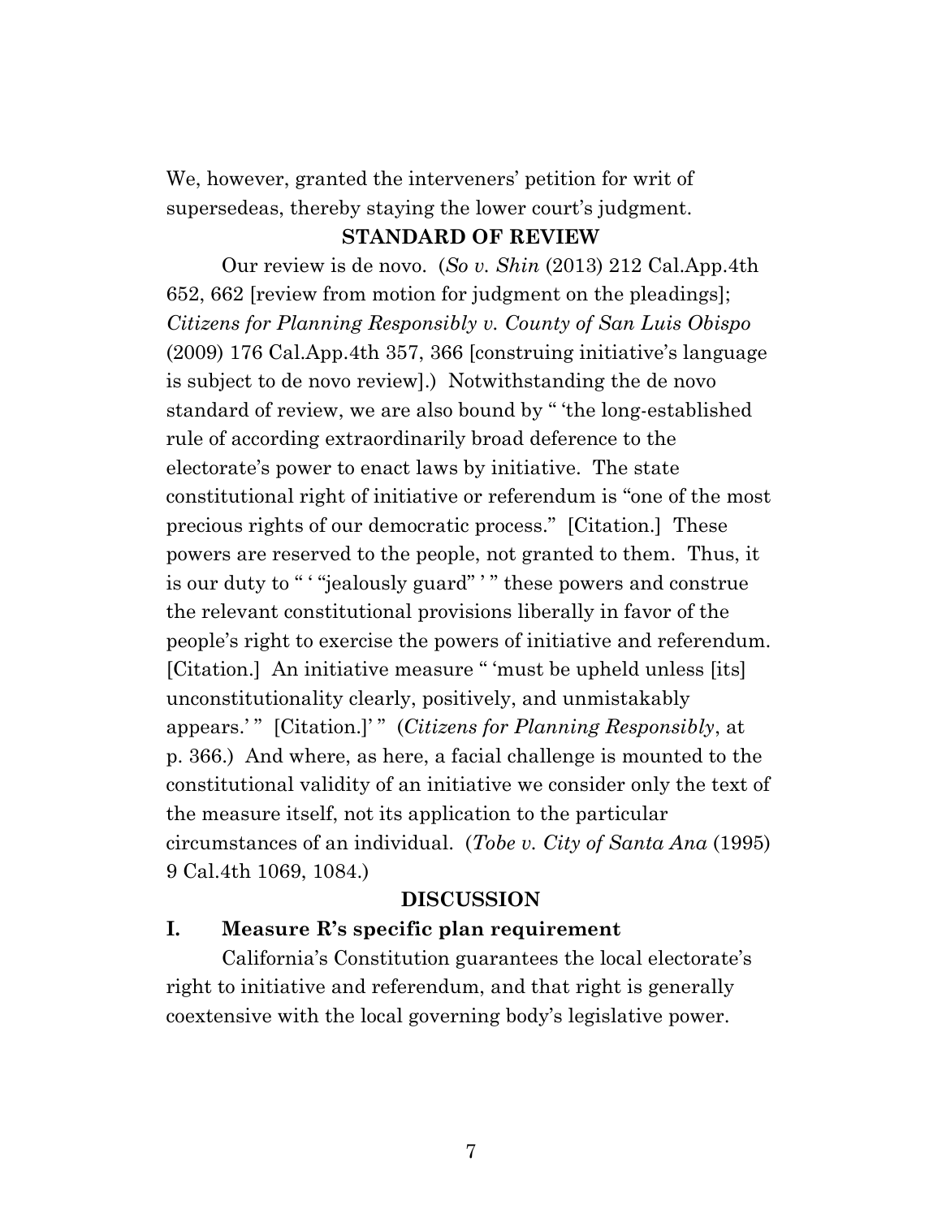We, however, granted the interveners' petition for writ of supersedeas, thereby staying the lower court's judgment.

## STANDARD OF REVIEW

Our review is de novo. (*So v. Shin* (2013) 212 Cal.App.4th 652, 662 [review from motion for judgment on the pleadings]; *Citizens for Planning Responsibly v. County of San Luis Obispo* (2009) 176 Cal.App.4th 357, 366 [construing initiative's language is subject to de novo review].) Notwithstanding the de novo standard of review, we are also bound by " 'the long-established rule of according extraordinarily broad deference to the electorate's power to enact laws by initiative. The state constitutional right of initiative or referendum is "one of the most precious rights of our democratic process." [Citation.] These powers are reserved to the people, not granted to them. Thus, it is our duty to " ' "jealously guard" ' " these powers and construe the relevant constitutional provisions liberally in favor of the people's right to exercise the powers of initiative and referendum. [Citation.] An initiative measure " 'must be upheld unless [its] unconstitutionality clearly, positively, and unmistakably appears.' " [Citation.]' " (*Citizens for Planning Responsibly*, at p. 366.) And where, as here, a facial challenge is mounted to the constitutional validity of an initiative we consider only the text of the measure itself, not its application to the particular circumstances of an individual. (*Tobe v. City of Santa Ana* (1995) 9 Cal.4th 1069, 1084.)

## DISCUSSION

### I. Measure R's specific plan requirement

California's Constitution guarantees the local electorate's right to initiative and referendum, and that right is generally coextensive with the local governing body's legislative power.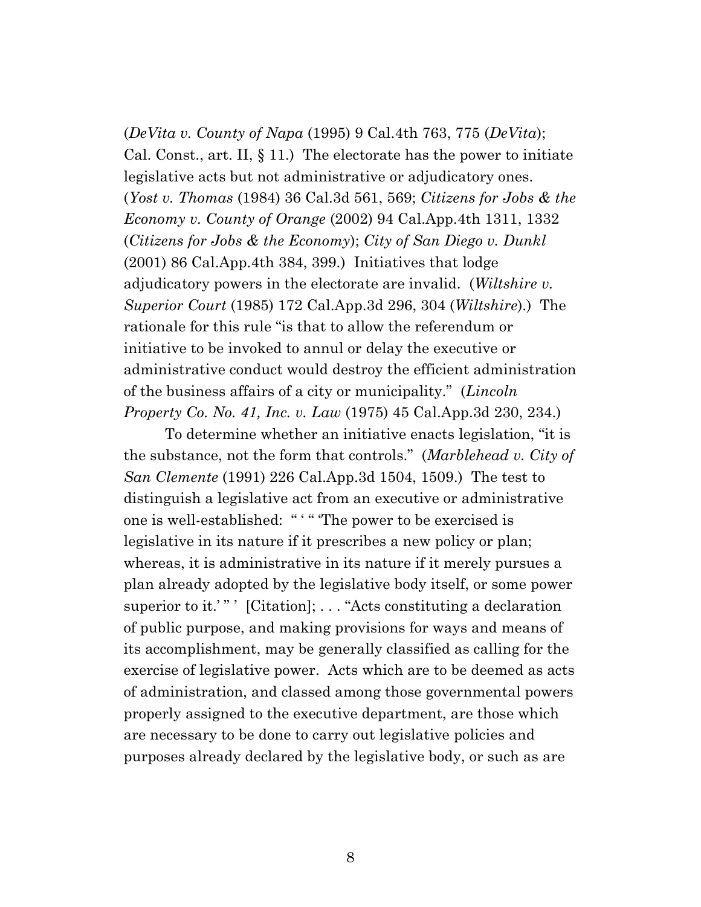(*DeVita v. County of Napa* (1995) 9 Cal.4th 763, 775 (*DeVita*); Cal. Const., art. II, § 11.) The electorate has the power to initiate legislative acts but not administrative or adjudicatory ones. (*Yost v. Thomas* (1984) 36 Cal.3d 561, 569; *Citizens for Jobs & the Economy v. County of Orange* (2002) 94 Cal.App.4th 1311, 1332 (*Citizens for Jobs & the Economy*); *City of San Diego v. Dunkl* (2001) 86 Cal.App.4th 384, 399.) Initiatives that lodge adjudicatory powers in the electorate are invalid. (*Wiltshire v. Superior Court* (1985) 172 Cal.App.3d 296, 304 (*Wiltshire*).) The rationale for this rule "is that to allow the referendum or initiative to be invoked to annul or delay the executive or administrative conduct would destroy the efficient administration of the business affairs of a city or municipality." (*Lincoln Property Co. No. 41, Inc. v. Law* (1975) 45 Cal.App.3d 230, 234.)

To determine whether an initiative enacts legislation, "it is the substance, not the form that controls." (*Marblehead v. City of San Clemente* (1991) 226 Cal.App.3d 1504, 1509.) The test to distinguish a legislative act from an executive or administrative one is well-established: " ' " 'The power to be exercised is legislative in its nature if it prescribes a new policy or plan; whereas, it is administrative in its nature if it merely pursues a plan already adopted by the legislative body itself, or some power superior to it.' " ' [Citation]; . . . "Acts constituting a declaration of public purpose, and making provisions for ways and means of its accomplishment, may be generally classified as calling for the exercise of legislative power. Acts which are to be deemed as acts of administration, and classed among those governmental powers properly assigned to the executive department, are those which are necessary to be done to carry out legislative policies and purposes already declared by the legislative body, or such as are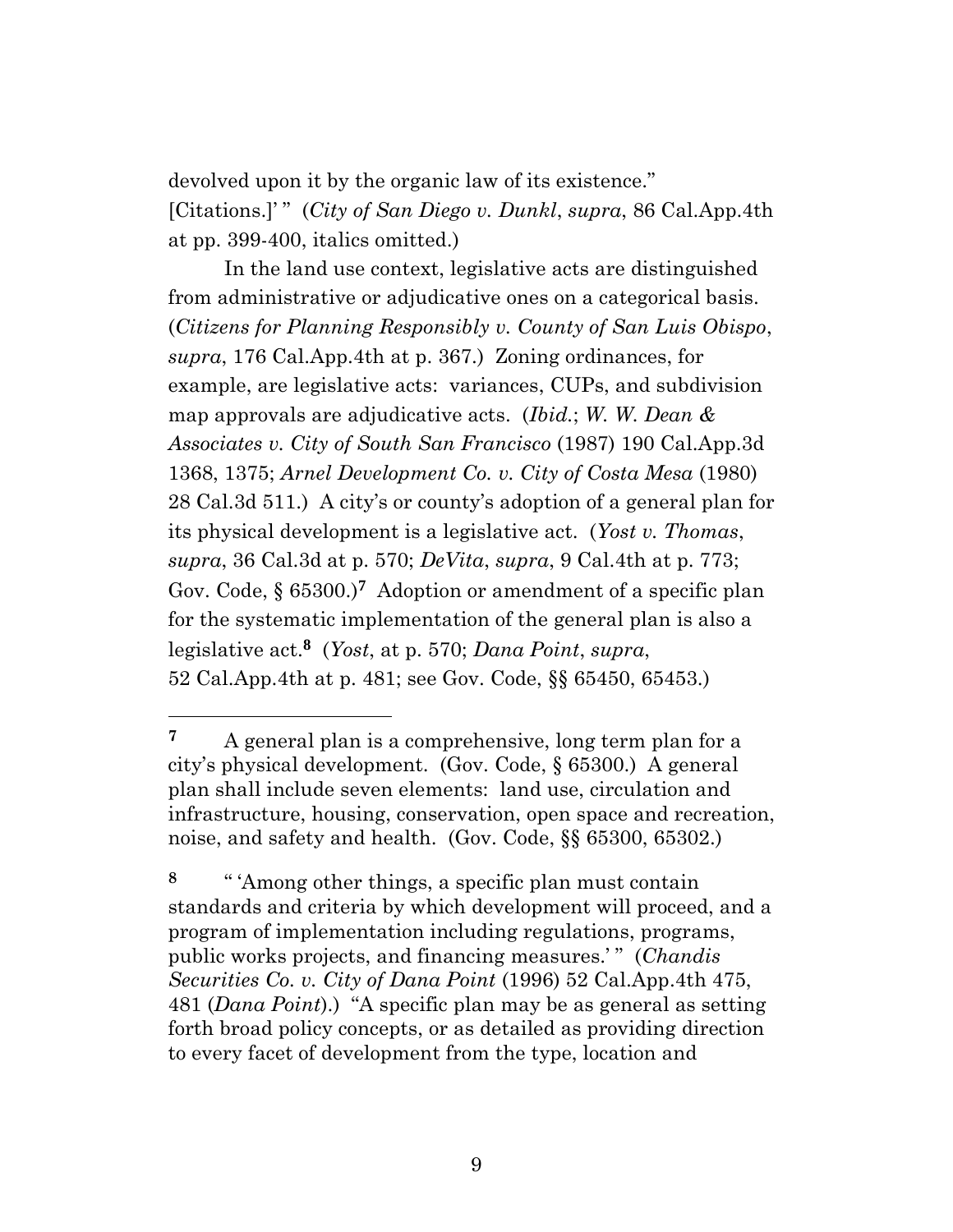devolved upon it by the organic law of its existence." [Citations.]' " (*City of San Diego v. Dunkl*, *supra*, 86 Cal.App.4th at pp. 399-400, italics omitted.)

In the land use context, legislative acts are distinguished from administrative or adjudicative ones on a categorical basis. (*Citizens for Planning Responsibly v. County of San Luis Obispo*, *supra*, 176 Cal.App.4th at p. 367.) Zoning ordinances, for example, are legislative acts: variances, CUPs, and subdivision map approvals are adjudicative acts. (*Ibid.*; *W. W. Dean & Associates v. City of South San Francisco* (1987) 190 Cal.App.3d 1368, 1375; *Arnel Development Co. v. City of Costa Mesa* (1980) 28 Cal.3d 511.) A city's or county's adoption of a general plan for its physical development is a legislative act. (*Yost v. Thomas*, *supra*, 36 Cal.3d at p. 570; *DeVita*, *supra*, 9 Cal.4th at p. 773; Gov. Code, § 65300.)[7] Adoption or amendment of a specific plan for the systematic implementation of the general plan is also a legislative act.[8] (*Yost*, at p. 570; *Dana Point*, *supra*, 52 Cal.App.4th at p. 481; see Gov. Code, §§ 65450, 65453.)

---

[7] A general plan is a comprehensive, long term plan for a city's physical development. (Gov. Code, § 65300.) A general plan shall include seven elements: land use, circulation and infrastructure, housing, conservation, open space and recreation, noise, and safety and health. (Gov. Code, §§ 65300, 65302.)

[8] " 'Among other things, a specific plan must contain standards and criteria by which development will proceed, and a program of implementation including regulations, programs, public works projects, and financing measures.' " (*Chandis Securities Co. v. City of Dana Point* (1996) 52 Cal.App.4th 475, 481 (*Dana Point*).) "A specific plan may be as general as setting forth broad policy concepts, or as detailed as providing direction to every facet of development from the type, location and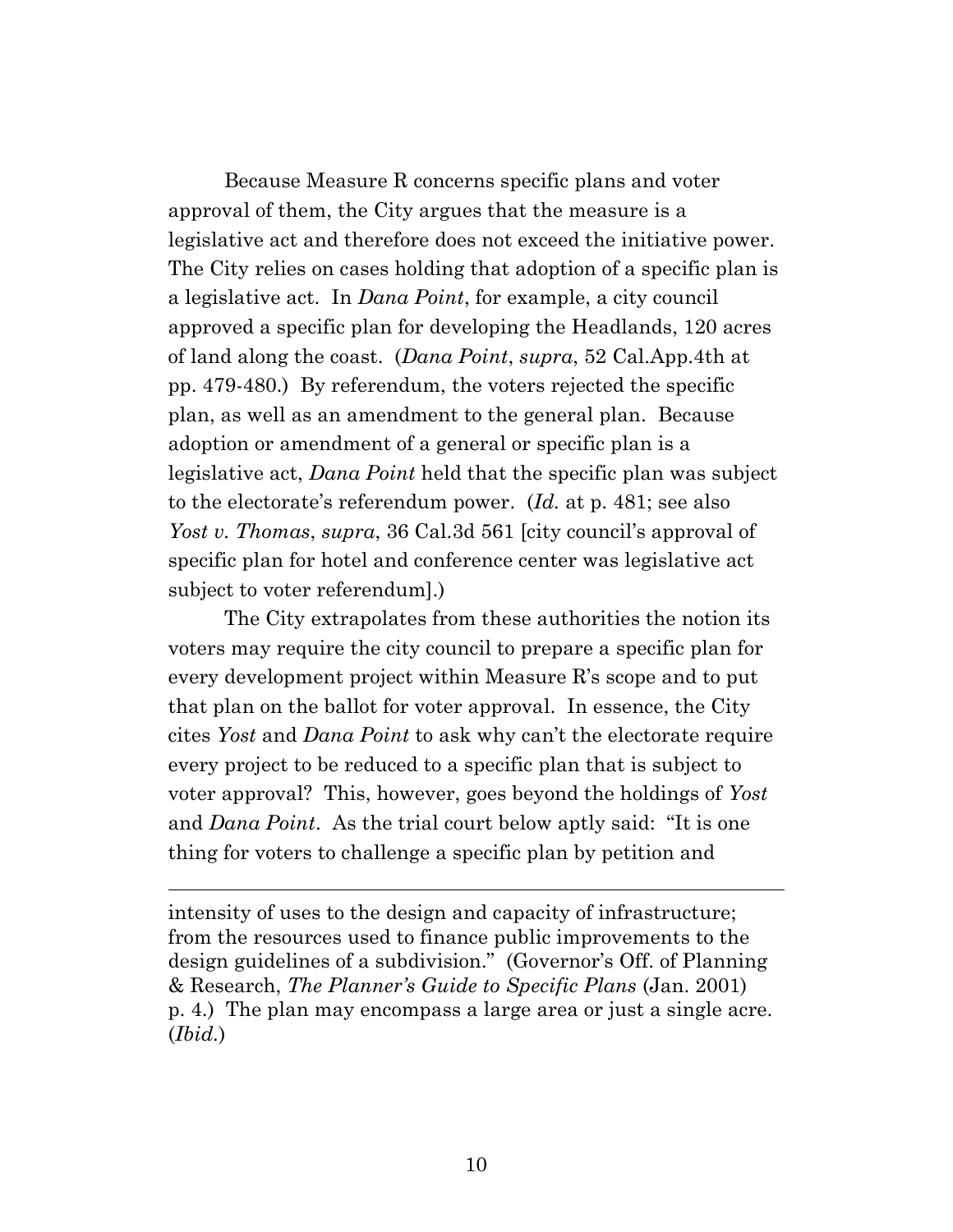Because Measure R concerns specific plans and voter approval of them, the City argues that the measure is a legislative act and therefore does not exceed the initiative power. The City relies on cases holding that adoption of a specific plan is a legislative act. In *Dana Point*, for example, a city council approved a specific plan for developing the Headlands, 120 acres of land along the coast. (*Dana Point*, *supra*, 52 Cal.App.4th at pp. 479-480.) By referendum, the voters rejected the specific plan, as well as an amendment to the general plan. Because adoption or amendment of a general or specific plan is a legislative act, *Dana Point* held that the specific plan was subject to the electorate's referendum power. (*Id.* at p. 481; see also *Yost v. Thomas*, *supra*, 36 Cal.3d 561 [city council's approval of specific plan for hotel and conference center was legislative act subject to voter referendum].)

The City extrapolates from these authorities the notion its voters may require the city council to prepare a specific plan for every development project within Measure R's scope and to put that plan on the ballot for voter approval. In essence, the City cites *Yost* and *Dana Point* to ask why can't the electorate require every project to be reduced to a specific plan that is subject to voter approval? This, however, goes beyond the holdings of *Yost* and *Dana Point*. As the trial court below aptly said: "It is one thing for voters to challenge a specific plan by petition and

---

intensity of uses to the design and capacity of infrastructure; from the resources used to finance public improvements to the design guidelines of a subdivision." (Governor's Off. of Planning & Research, *The Planner's Guide to Specific Plans* (Jan. 2001) p. 4.) The plan may encompass a large area or just a single acre. (*Ibid.*)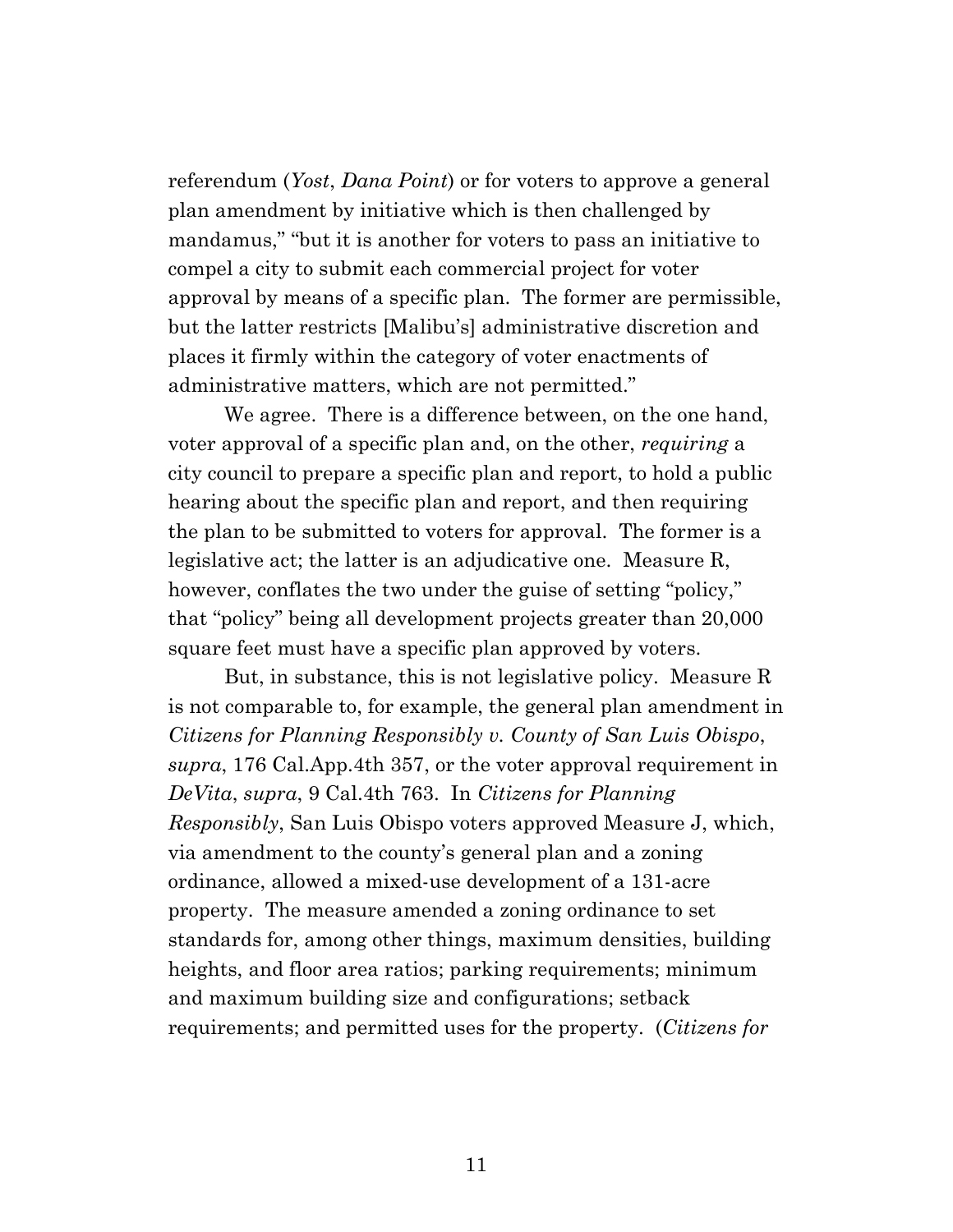referendum (*Yost*, *Dana Point*) or for voters to approve a general plan amendment by initiative which is then challenged by mandamus," "but it is another for voters to pass an initiative to compel a city to submit each commercial project for voter approval by means of a specific plan. The former are permissible, but the latter restricts [Malibu's] administrative discretion and places it firmly within the category of voter enactments of administrative matters, which are not permitted."

We agree. There is a difference between, on the one hand, voter approval of a specific plan and, on the other, *requiring* a city council to prepare a specific plan and report, to hold a public hearing about the specific plan and report, and then requiring the plan to be submitted to voters for approval. The former is a legislative act; the latter is an adjudicative one. Measure R, however, conflates the two under the guise of setting "policy," that "policy" being all development projects greater than 20,000 square feet must have a specific plan approved by voters.

But, in substance, this is not legislative policy. Measure R is not comparable to, for example, the general plan amendment in *Citizens for Planning Responsibly v. County of San Luis Obispo*, *supra*, 176 Cal.App.4th 357, or the voter approval requirement in *DeVita*, *supra*, 9 Cal.4th 763. In *Citizens for Planning Responsibly*, San Luis Obispo voters approved Measure J, which, via amendment to the county's general plan and a zoning ordinance, allowed a mixed-use development of a 131-acre property. The measure amended a zoning ordinance to set standards for, among other things, maximum densities, building heights, and floor area ratios; parking requirements; minimum and maximum building size and configurations; setback requirements; and permitted uses for the property. (*Citizens for*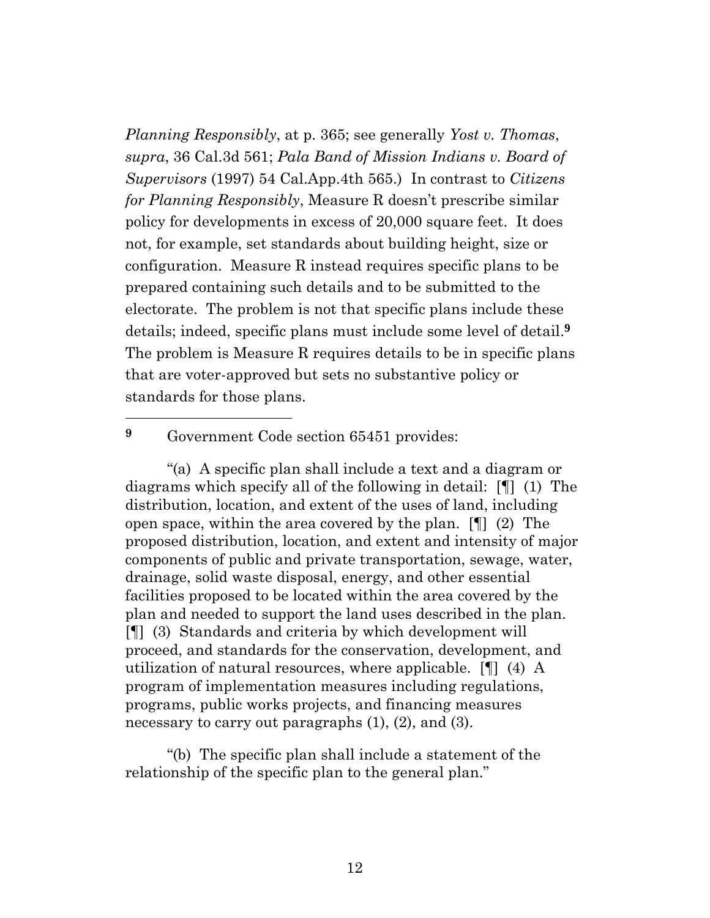*Planning Responsibly*, at p. 365; see generally *Yost v. Thomas*, *supra*, 36 Cal.3d 561; *Pala Band of Mission Indians v. Board of Supervisors* (1997) 54 Cal.App.4th 565.) In contrast to *Citizens for Planning Responsibly*, Measure R doesn't prescribe similar policy for developments in excess of 20,000 square feet. It does not, for example, set standards about building height, size or configuration. Measure R instead requires specific plans to be prepared containing such details and to be submitted to the electorate. The problem is not that specific plans include these details; indeed, specific plans must include some level of detail.[9] The problem is Measure R requires details to be in specific plans that are voter-approved but sets no substantive policy or standards for those plans.

---

[9] Government Code section 65451 provides:

"(a) A specific plan shall include a text and a diagram or diagrams which specify all of the following in detail: [¶] (1) The distribution, location, and extent of the uses of land, including open space, within the area covered by the plan. [¶] (2) The proposed distribution, location, and extent and intensity of major components of public and private transportation, sewage, water, drainage, solid waste disposal, energy, and other essential facilities proposed to be located within the area covered by the plan and needed to support the land uses described in the plan. [¶] (3) Standards and criteria by which development will proceed, and standards for the conservation, development, and utilization of natural resources, where applicable. [¶] (4) A program of implementation measures including regulations, programs, public works projects, and financing measures necessary to carry out paragraphs (1), (2), and (3).

"(b) The specific plan shall include a statement of the relationship of the specific plan to the general plan."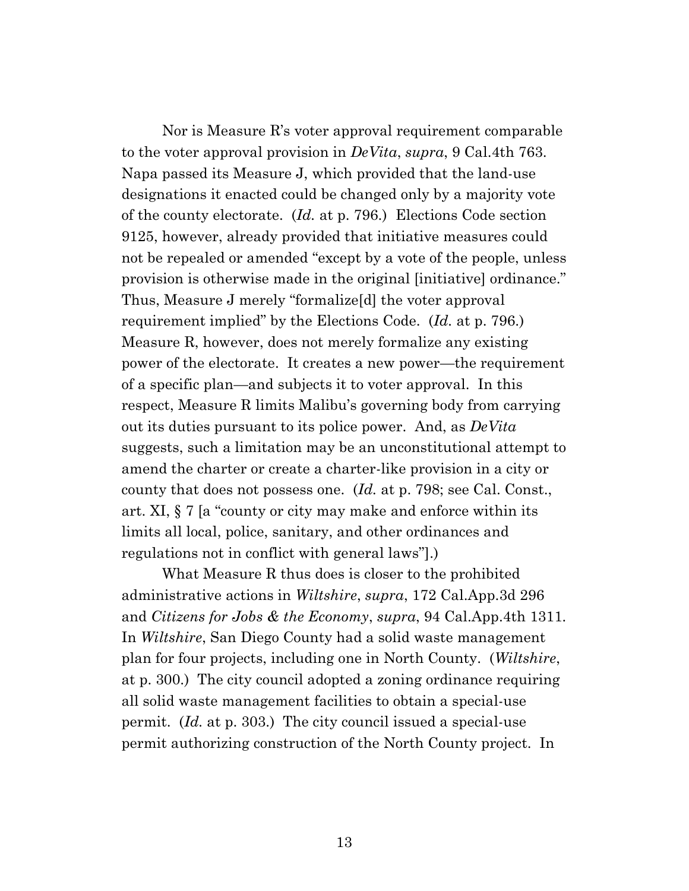Nor is Measure R's voter approval requirement comparable to the voter approval provision in *DeVita*, *supra*, 9 Cal.4th 763. Napa passed its Measure J, which provided that the land-use designations it enacted could be changed only by a majority vote of the county electorate. (*Id.* at p. 796.) Elections Code section 9125, however, already provided that initiative measures could not be repealed or amended "except by a vote of the people, unless provision is otherwise made in the original [initiative] ordinance." Thus, Measure J merely "formalize[d] the voter approval requirement implied" by the Elections Code. (*Id.* at p. 796.) Measure R, however, does not merely formalize any existing power of the electorate. It creates a new power—the requirement of a specific plan—and subjects it to voter approval. In this respect, Measure R limits Malibu's governing body from carrying out its duties pursuant to its police power. And, as *DeVita* suggests, such a limitation may be an unconstitutional attempt to amend the charter or create a charter-like provision in a city or county that does not possess one. (*Id.* at p. 798; see Cal. Const., art. XI, § 7 [a "county or city may make and enforce within its limits all local, police, sanitary, and other ordinances and regulations not in conflict with general laws"].)

What Measure R thus does is closer to the prohibited administrative actions in *Wiltshire*, *supra*, 172 Cal.App.3d 296 and *Citizens for Jobs & the Economy*, *supra*, 94 Cal.App.4th 1311. In *Wiltshire*, San Diego County had a solid waste management plan for four projects, including one in North County. (*Wiltshire*, at p. 300.) The city council adopted a zoning ordinance requiring all solid waste management facilities to obtain a special-use permit. (*Id.* at p. 303.) The city council issued a special-use permit authorizing construction of the North County project. In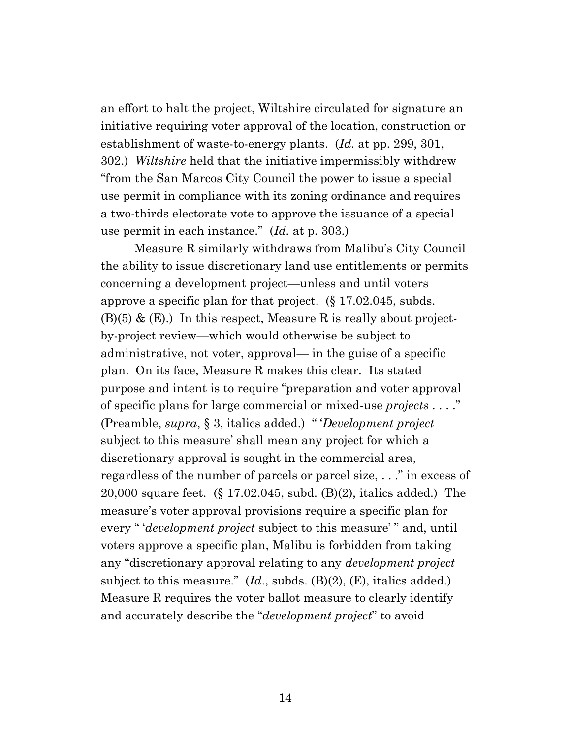an effort to halt the project, Wiltshire circulated for signature an initiative requiring voter approval of the location, construction or establishment of waste-to-energy plants. (*Id.* at pp. 299, 301, 302.) *Wiltshire* held that the initiative impermissibly withdrew "from the San Marcos City Council the power to issue a special use permit in compliance with its zoning ordinance and requires a two-thirds electorate vote to approve the issuance of a special use permit in each instance." (*Id.* at p. 303.)

Measure R similarly withdraws from Malibu's City Council the ability to issue discretionary land use entitlements or permits concerning a development project—unless and until voters approve a specific plan for that project. (§ 17.02.045, subds. (B)(5) & (E).) In this respect, Measure R is really about project-by-project review—which would otherwise be subject to administrative, not voter, approval— in the guise of a specific plan. On its face, Measure R makes this clear. Its stated purpose and intent is to require "preparation and voter approval of specific plans for large commercial or mixed-use *projects* . . . ." (Preamble, *supra*, § 3, italics added.) " '*Development project* subject to this measure' shall mean any project for which a discretionary approval is sought in the commercial area, regardless of the number of parcels or parcel size, . . ." in excess of 20,000 square feet. (§ 17.02.045, subd. (B)(2), italics added.) The measure's voter approval provisions require a specific plan for every " '*development project* subject to this measure' " and, until voters approve a specific plan, Malibu is forbidden from taking any "discretionary approval relating to any *development project* subject to this measure." (*Id.*, subds. (B)(2), (E), italics added.) Measure R requires the voter ballot measure to clearly identify and accurately describe the "*development project*" to avoid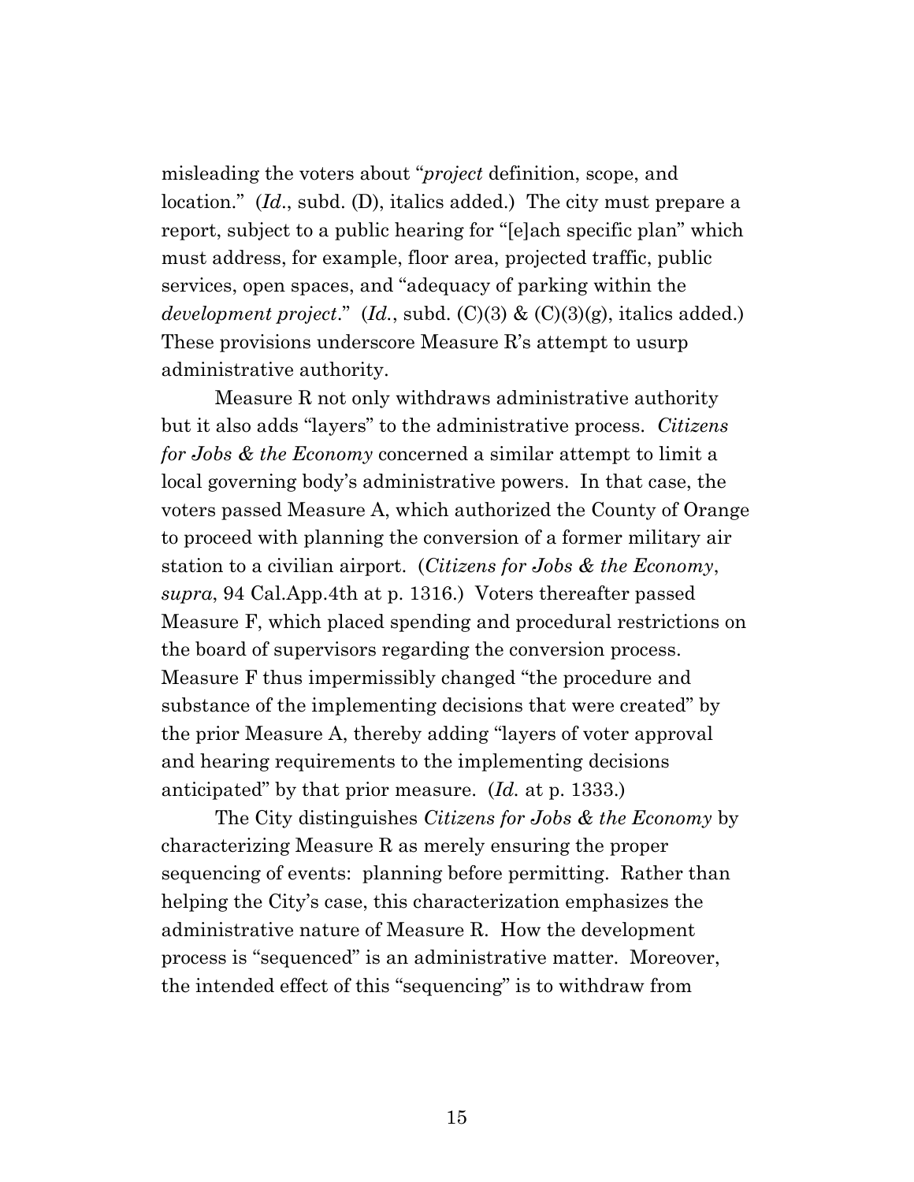misleading the voters about "*project* definition, scope, and location." (*Id*., subd. (D), italics added.) The city must prepare a report, subject to a public hearing for "[e]ach specific plan" which must address, for example, floor area, projected traffic, public services, open spaces, and "adequacy of parking within the *development project*." (*Id.*, subd. (C)(3) & (C)(3)(g), italics added.) These provisions underscore Measure R's attempt to usurp administrative authority.

Measure R not only withdraws administrative authority but it also adds "layers" to the administrative process. *Citizens for Jobs & the Economy* concerned a similar attempt to limit a local governing body's administrative powers. In that case, the voters passed Measure A, which authorized the County of Orange to proceed with planning the conversion of a former military air station to a civilian airport. (*Citizens for Jobs & the Economy*, *supra*, 94 Cal.App.4th at p. 1316.) Voters thereafter passed Measure F, which placed spending and procedural restrictions on the board of supervisors regarding the conversion process. Measure F thus impermissibly changed "the procedure and substance of the implementing decisions that were created" by the prior Measure A, thereby adding "layers of voter approval and hearing requirements to the implementing decisions anticipated" by that prior measure. (*Id.* at p. 1333.)

The City distinguishes *Citizens for Jobs & the Economy* by characterizing Measure R as merely ensuring the proper sequencing of events: planning before permitting. Rather than helping the City's case, this characterization emphasizes the administrative nature of Measure R. How the development process is "sequenced" is an administrative matter. Moreover, the intended effect of this "sequencing" is to withdraw from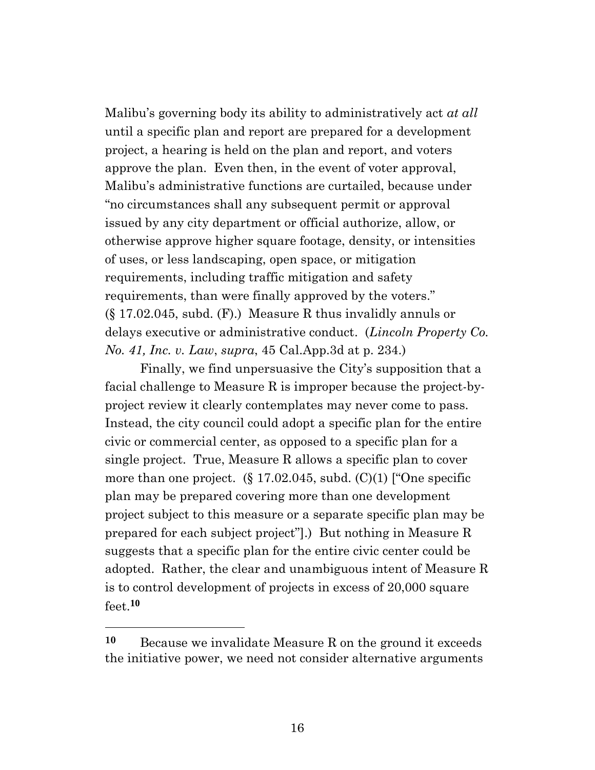Malibu's governing body its ability to administratively act *at all* until a specific plan and report are prepared for a development project, a hearing is held on the plan and report, and voters approve the plan. Even then, in the event of voter approval, Malibu's administrative functions are curtailed, because under "no circumstances shall any subsequent permit or approval issued by any city department or official authorize, allow, or otherwise approve higher square footage, density, or intensities of uses, or less landscaping, open space, or mitigation requirements, including traffic mitigation and safety requirements, than were finally approved by the voters." (§ 17.02.045, subd. (F).) Measure R thus invalidly annuls or delays executive or administrative conduct. (*Lincoln Property Co. No. 41, Inc. v. Law*, *supra*, 45 Cal.App.3d at p. 234.)

Finally, we find unpersuasive the City's supposition that a facial challenge to Measure R is improper because the project-by-project review it clearly contemplates may never come to pass. Instead, the city council could adopt a specific plan for the entire civic or commercial center, as opposed to a specific plan for a single project. True, Measure R allows a specific plan to cover more than one project. (§ 17.02.045, subd. (C)(1) ["One specific plan may be prepared covering more than one development project subject to this measure or a separate specific plan may be prepared for each subject project"].) But nothing in Measure R suggests that a specific plan for the entire civic center could be adopted. Rather, the clear and unambiguous intent of Measure R is to control development of projects in excess of 20,000 square feet.[10]

---

**10** Because we invalidate Measure R on the ground it exceeds the initiative power, we need not consider alternative arguments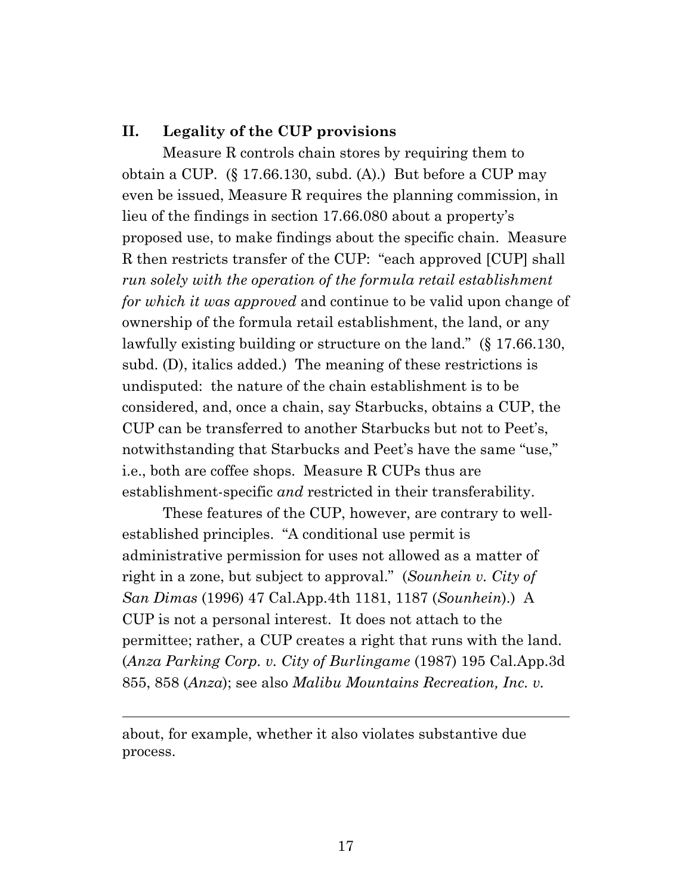## II. Legality of the CUP provisions

Measure R controls chain stores by requiring them to obtain a CUP. (§ 17.66.130, subd. (A).) But before a CUP may even be issued, Measure R requires the planning commission, in lieu of the findings in section 17.66.080 about a property's proposed use, to make findings about the specific chain. Measure R then restricts transfer of the CUP: "each approved [CUP] shall *run solely with the operation of the formula retail establishment for which it was approved* and continue to be valid upon change of ownership of the formula retail establishment, the land, or any lawfully existing building or structure on the land." (§ 17.66.130, subd. (D), italics added.) The meaning of these restrictions is undisputed: the nature of the chain establishment is to be considered, and, once a chain, say Starbucks, obtains a CUP, the CUP can be transferred to another Starbucks but not to Peet's, notwithstanding that Starbucks and Peet's have the same "use," i.e., both are coffee shops. Measure R CUPs thus are establishment-specific *and* restricted in their transferability.

These features of the CUP, however, are contrary to well-established principles. "A conditional use permit is administrative permission for uses not allowed as a matter of right in a zone, but subject to approval." (*Sounhein v. City of San Dimas* (1996) 47 Cal.App.4th 1181, 1187 (*Sounhein*).) A CUP is not a personal interest. It does not attach to the permittee; rather, a CUP creates a right that runs with the land. (*Anza Parking Corp. v. City of Burlingame* (1987) 195 Cal.App.3d 855, 858 (*Anza*); see also *Malibu Mountains Recreation, Inc. v.*

---

about, for example, whether it also violates substantive due process.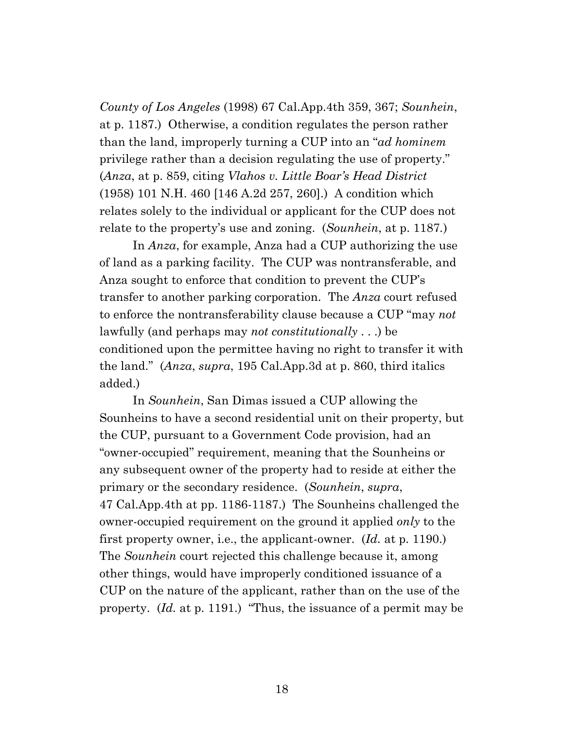*County of Los Angeles* (1998) 67 Cal.App.4th 359, 367; *Sounhein*, at p. 1187.) Otherwise, a condition regulates the person rather than the land, improperly turning a CUP into an "*ad hominem* privilege rather than a decision regulating the use of property." (*Anza*, at p. 859, citing *Vlahos v. Little Boar's Head District* (1958) 101 N.H. 460 [146 A.2d 257, 260].) A condition which relates solely to the individual or applicant for the CUP does not relate to the property's use and zoning. (*Sounhein*, at p. 1187.)

In *Anza*, for example, Anza had a CUP authorizing the use of land as a parking facility. The CUP was nontransferable, and Anza sought to enforce that condition to prevent the CUP's transfer to another parking corporation. The *Anza* court refused to enforce the nontransferability clause because a CUP "may *not* lawfully (and perhaps may *not constitutionally* . . .) be conditioned upon the permittee having no right to transfer it with the land." (*Anza*, *supra*, 195 Cal.App.3d at p. 860, third italics added.)

In *Sounhein*, San Dimas issued a CUP allowing the Sounheins to have a second residential unit on their property, but the CUP, pursuant to a Government Code provision, had an "owner-occupied" requirement, meaning that the Sounheins or any subsequent owner of the property had to reside at either the primary or the secondary residence. (*Sounhein*, *supra*, 47 Cal.App.4th at pp. 1186-1187.) The Sounheins challenged the owner-occupied requirement on the ground it applied *only* to the first property owner, i.e., the applicant-owner. (*Id.* at p. 1190.) The *Sounhein* court rejected this challenge because it, among other things, would have improperly conditioned issuance of a CUP on the nature of the applicant, rather than on the use of the property. (*Id.* at p. 1191.) "Thus, the issuance of a permit may be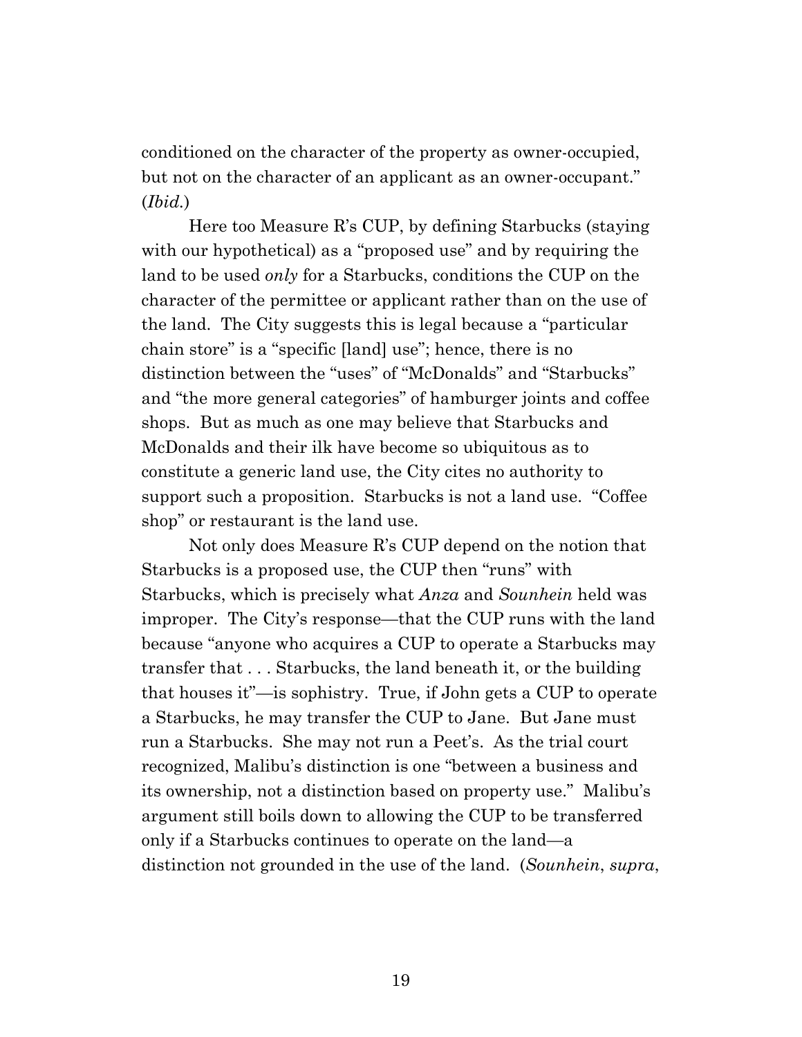conditioned on the character of the property as owner-occupied, but not on the character of an applicant as an owner-occupant." (*Ibid.*)

Here too Measure R's CUP, by defining Starbucks (staying with our hypothetical) as a "proposed use" and by requiring the land to be used *only* for a Starbucks, conditions the CUP on the character of the permittee or applicant rather than on the use of the land. The City suggests this is legal because a "particular chain store" is a "specific [land] use"; hence, there is no distinction between the "uses" of "McDonalds" and "Starbucks" and "the more general categories" of hamburger joints and coffee shops. But as much as one may believe that Starbucks and McDonalds and their ilk have become so ubiquitous as to constitute a generic land use, the City cites no authority to support such a proposition. Starbucks is not a land use. "Coffee shop" or restaurant is the land use.

Not only does Measure R's CUP depend on the notion that Starbucks is a proposed use, the CUP then "runs" with Starbucks, which is precisely what *Anza* and *Sounhein* held was improper. The City's response—that the CUP runs with the land because "anyone who acquires a CUP to operate a Starbucks may transfer that . . . Starbucks, the land beneath it, or the building that houses it"—is sophistry. True, if John gets a CUP to operate a Starbucks, he may transfer the CUP to Jane. But Jane must run a Starbucks. She may not run a Peet's. As the trial court recognized, Malibu's distinction is one "between a business and its ownership, not a distinction based on property use." Malibu's argument still boils down to allowing the CUP to be transferred only if a Starbucks continues to operate on the land—a distinction not grounded in the use of the land. (*Sounhein*, *supra*,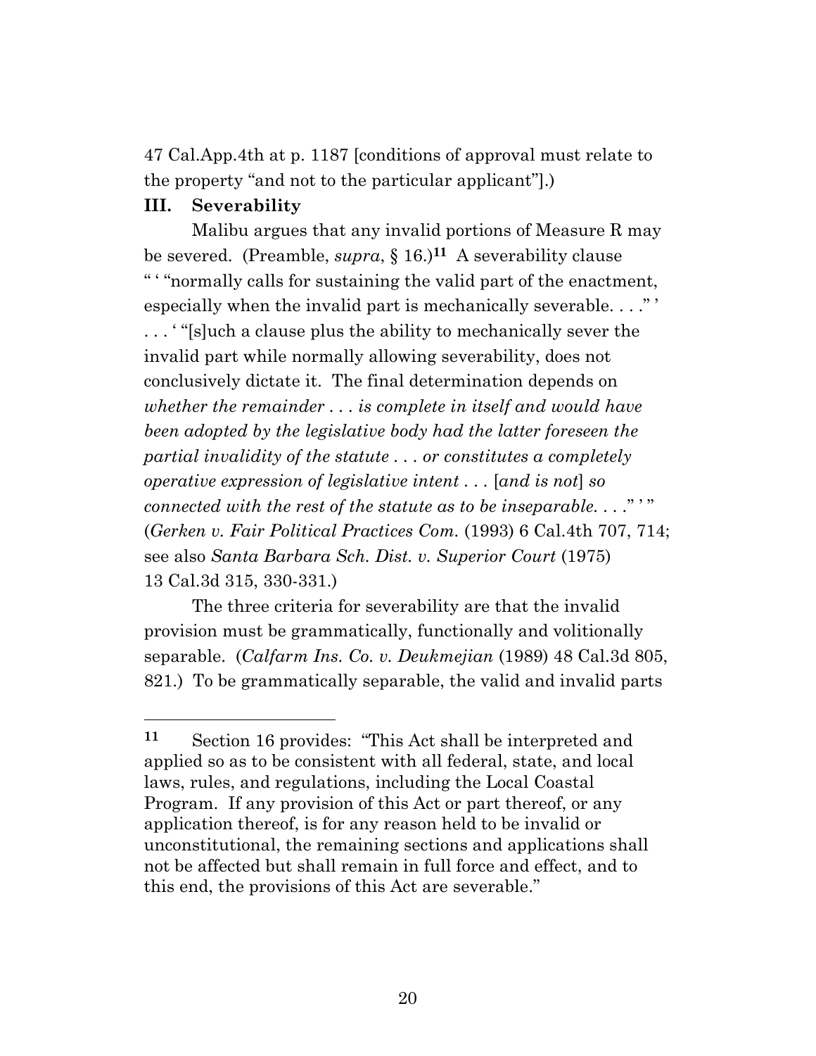47 Cal.App.4th at p. 1187 [conditions of approval must relate to the property "and not to the particular applicant"].)

### III. Severability

Malibu argues that any invalid portions of Measure R may be severed. (Preamble, *supra*, § 16.)[11] A severability clause " ' "normally calls for sustaining the valid part of the enactment, especially when the invalid part is mechanically severable. . . ." ' . . . ' "[s]uch a clause plus the ability to mechanically sever the invalid part while normally allowing severability, does not conclusively dictate it. The final determination depends on *whether the remainder . . . is complete in itself and would have been adopted by the legislative body had the latter foreseen the partial invalidity of the statute . . . or constitutes a completely operative expression of legislative intent . . .* [*and is not*] *so connected with the rest of the statute as to be inseparable. . . .*" ' " (*Gerken v. Fair Political Practices Com.* (1993) 6 Cal.4th 707, 714; see also *Santa Barbara Sch. Dist. v. Superior Court* (1975) 13 Cal.3d 315, 330-331.)

The three criteria for severability are that the invalid provision must be grammatically, functionally and volitionally separable. (*Calfarm Ins. Co. v. Deukmejian* (1989) 48 Cal.3d 805, 821.) To be grammatically separable, the valid and invalid parts

---

[11] Section 16 provides: "This Act shall be interpreted and applied so as to be consistent with all federal, state, and local laws, rules, and regulations, including the Local Coastal Program. If any provision of this Act or part thereof, or any application thereof, is for any reason held to be invalid or unconstitutional, the remaining sections and applications shall not be affected but shall remain in full force and effect, and to this end, the provisions of this Act are severable."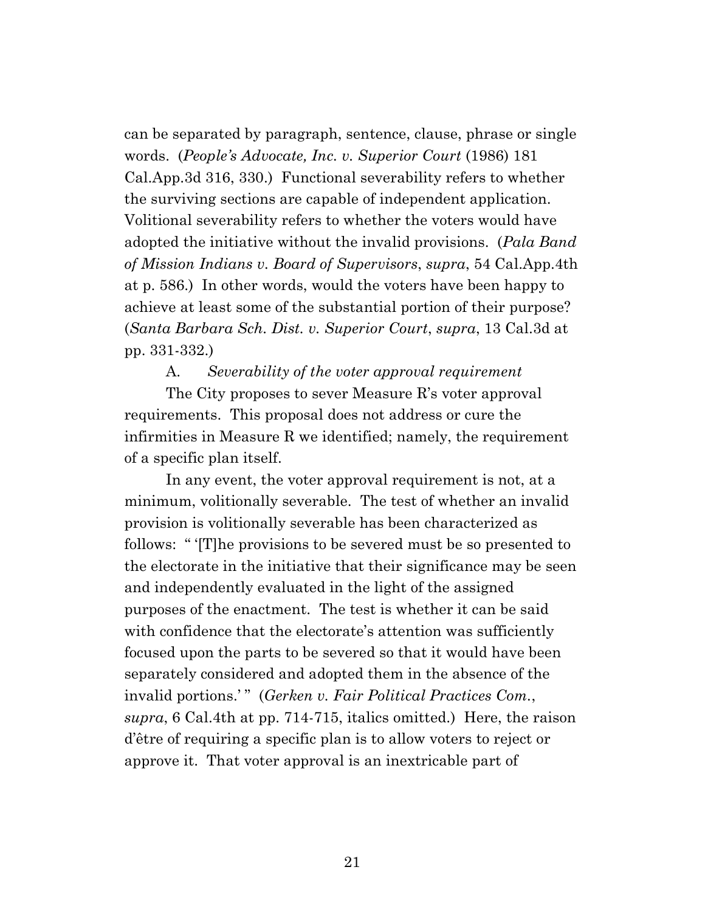can be separated by paragraph, sentence, clause, phrase or single words. (*People's Advocate, Inc. v. Superior Court* (1986) 181 Cal.App.3d 316, 330.) Functional severability refers to whether the surviving sections are capable of independent application. Volitional severability refers to whether the voters would have adopted the initiative without the invalid provisions. (*Pala Band of Mission Indians v. Board of Supervisors*, *supra*, 54 Cal.App.4th at p. 586.) In other words, would the voters have been happy to achieve at least some of the substantial portion of their purpose? (*Santa Barbara Sch. Dist. v. Superior Court*, *supra*, 13 Cal.3d at pp. 331-332.)

A. *Severability of the voter approval requirement*

The City proposes to sever Measure R's voter approval requirements. This proposal does not address or cure the infirmities in Measure R we identified; namely, the requirement of a specific plan itself.

In any event, the voter approval requirement is not, at a minimum, volitionally severable. The test of whether an invalid provision is volitionally severable has been characterized as follows: " '[T]he provisions to be severed must be so presented to the electorate in the initiative that their significance may be seen and independently evaluated in the light of the assigned purposes of the enactment. The test is whether it can be said with confidence that the electorate's attention was sufficiently focused upon the parts to be severed so that it would have been separately considered and adopted them in the absence of the invalid portions.' " (*Gerken v. Fair Political Practices Com.*, *supra*, 6 Cal.4th at pp. 714-715, italics omitted.) Here, the raison d'être of requiring a specific plan is to allow voters to reject or approve it. That voter approval is an inextricable part of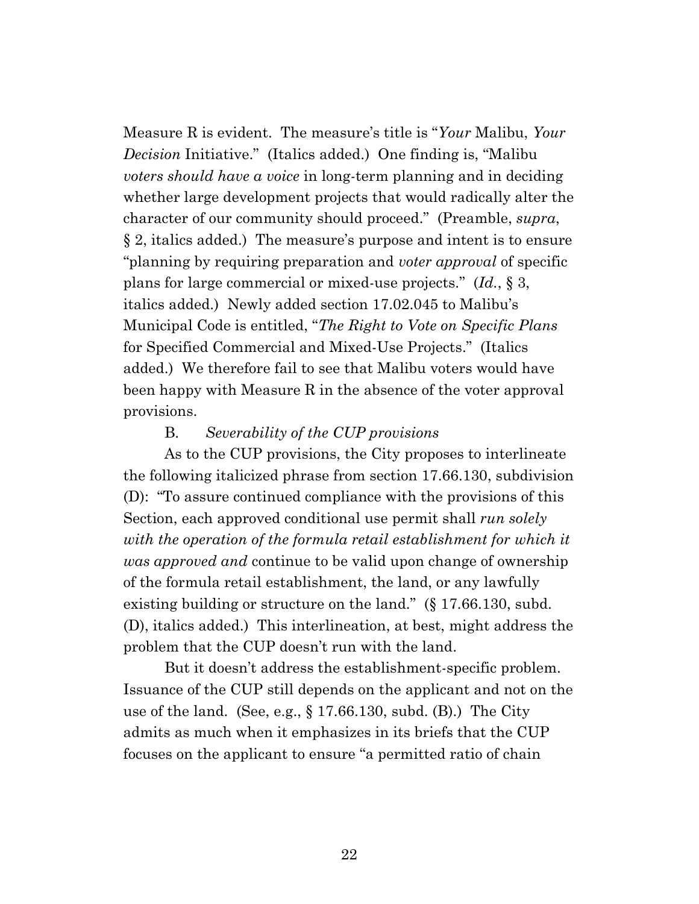Measure R is evident. The measure's title is "*Your* Malibu, *Your Decision* Initiative." (Italics added.) One finding is, "Malibu *voters should have a voice* in long-term planning and in deciding whether large development projects that would radically alter the character of our community should proceed." (Preamble, *supra*, § 2, italics added.) The measure's purpose and intent is to ensure "planning by requiring preparation and *voter approval* of specific plans for large commercial or mixed-use projects." (*Id.*, § 3, italics added.) Newly added section 17.02.045 to Malibu's Municipal Code is entitled, "*The Right to Vote on Specific Plans* for Specified Commercial and Mixed-Use Projects." (Italics added.) We therefore fail to see that Malibu voters would have been happy with Measure R in the absence of the voter approval provisions.

B. *Severability of the CUP provisions*

As to the CUP provisions, the City proposes to interlineate the following italicized phrase from section 17.66.130, subdivision (D): "To assure continued compliance with the provisions of this Section, each approved conditional use permit shall *run solely with the operation of the formula retail establishment for which it was approved and* continue to be valid upon change of ownership of the formula retail establishment, the land, or any lawfully existing building or structure on the land." (§ 17.66.130, subd. (D), italics added.) This interlineation, at best, might address the problem that the CUP doesn't run with the land.

But it doesn't address the establishment-specific problem. Issuance of the CUP still depends on the applicant and not on the use of the land. (See, e.g., § 17.66.130, subd. (B).) The City admits as much when it emphasizes in its briefs that the CUP focuses on the applicant to ensure "a permitted ratio of chain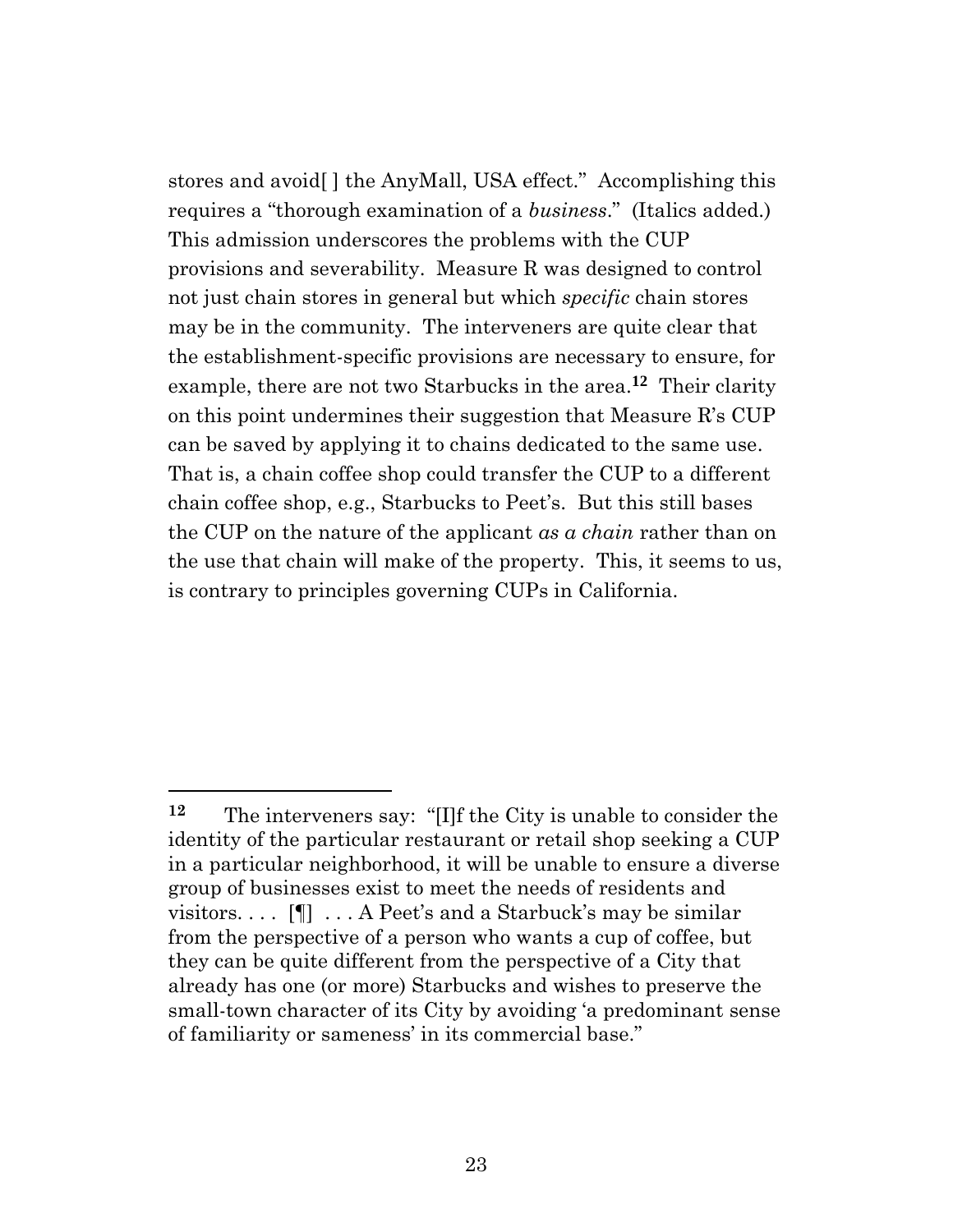stores and avoid[ ] the AnyMall, USA effect." Accomplishing this requires a "thorough examination of a *business*." (Italics added.) This admission underscores the problems with the CUP provisions and severability. Measure R was designed to control not just chain stores in general but which *specific* chain stores may be in the community. The interveners are quite clear that the establishment-specific provisions are necessary to ensure, for example, there are not two Starbucks in the area.[12] Their clarity on this point undermines their suggestion that Measure R's CUP can be saved by applying it to chains dedicated to the same use. That is, a chain coffee shop could transfer the CUP to a different chain coffee shop, e.g., Starbucks to Peet's. But this still bases the CUP on the nature of the applicant *as a chain* rather than on the use that chain will make of the property. This, it seems to us, is contrary to principles governing CUPs in California.

---

[12] The interveners say: "[I]f the City is unable to consider the identity of the particular restaurant or retail shop seeking a CUP in a particular neighborhood, it will be unable to ensure a diverse group of businesses exist to meet the needs of residents and visitors. . . . [¶] . . . A Peet's and a Starbuck's may be similar from the perspective of a person who wants a cup of coffee, but they can be quite different from the perspective of a City that already has one (or more) Starbucks and wishes to preserve the small-town character of its City by avoiding 'a predominant sense of familiarity or sameness' in its commercial base."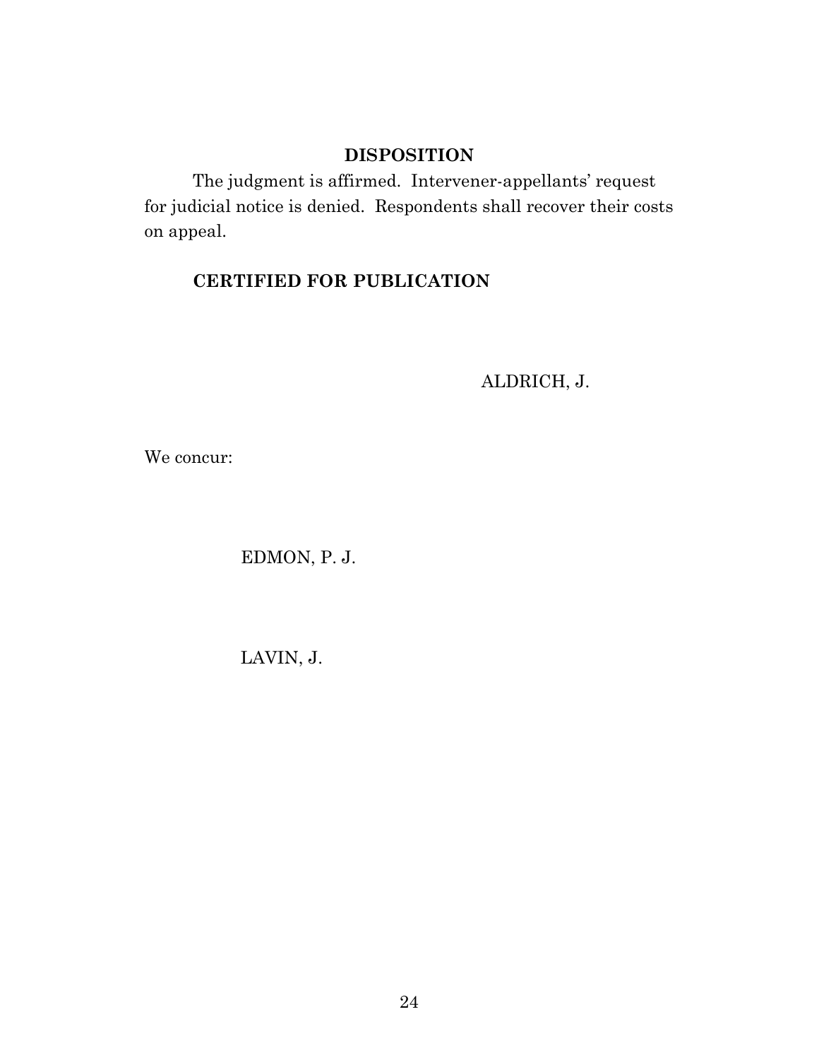## DISPOSITION

The judgment is affirmed. Intervener-appellants' request for judicial notice is denied. Respondents shall recover their costs on appeal.

**CERTIFIED FOR PUBLICATION**

ALDRICH, J.

We concur:

EDMON, P. J.

LAVIN, J.